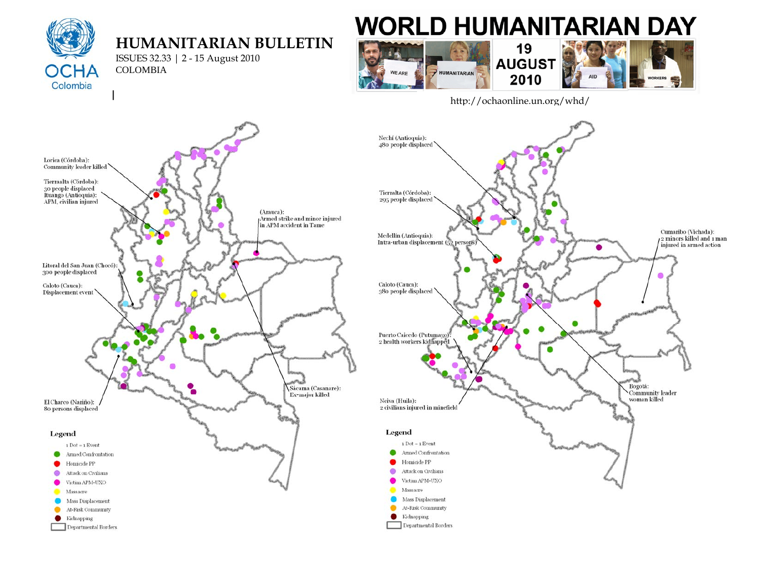# HUMANITARIAN BULLETIN

ISSUES 32.33 | 2 - 15 August 2010

COLOMBIA

## WORLD HUMANITARIAN DAY

WE ARE HUMANITARIAN AID WORKERS

19 AUGUST 2010

http://ochaonline.un.org/whd/

Lorica (Córdoba): Community leader killed

Tierraalta (Córdoba): 30 people displaced

Ituango (Antioquia): APM, civilian injured

(Arauca): Armed strike and minor injured in APM accident in Tame

Litoral del San Juan (Chocó): 300 people displaced

Caloto (Cauca): Displacement event

Sácama (Casanare): Ex-major killed

El Charco (Nariño): 80 persons displaced

**Legend**

1 Dot = 1 Event

- Armed Confrontation
- Homicide PP
- Attack on Civilians
- Victim APM-UXO
- Massacre
- Mass Displacement
- At-Risk Community
- Kidnapping
- Departmental Borders

Nechí (Antioquia): 480 people displaced

Tierralta (Córdoba): 295 people displaced

Medellín (Antioquia): Intra-urban displacement (52 persons)

Caloto (Cauca): 380 people displaced

Puerto Caicedo (Putumayo): 2 health workers kidnapped

Neiva (Huila): 2 civilians injured in minefield

Cumaribo (Vichada): 2 minors killed and 1 man injured in armed action

Bogotá: Community leader woman killed

**Legend**

1 Dot = 1 Event

- Armed Confrontation
- Homicide PP
- Attack on Civilians
- Victim APM-UXO
- Massacre
- Mass Displacement
- At-Risk Community
- Kidnapping
- Departmental Borders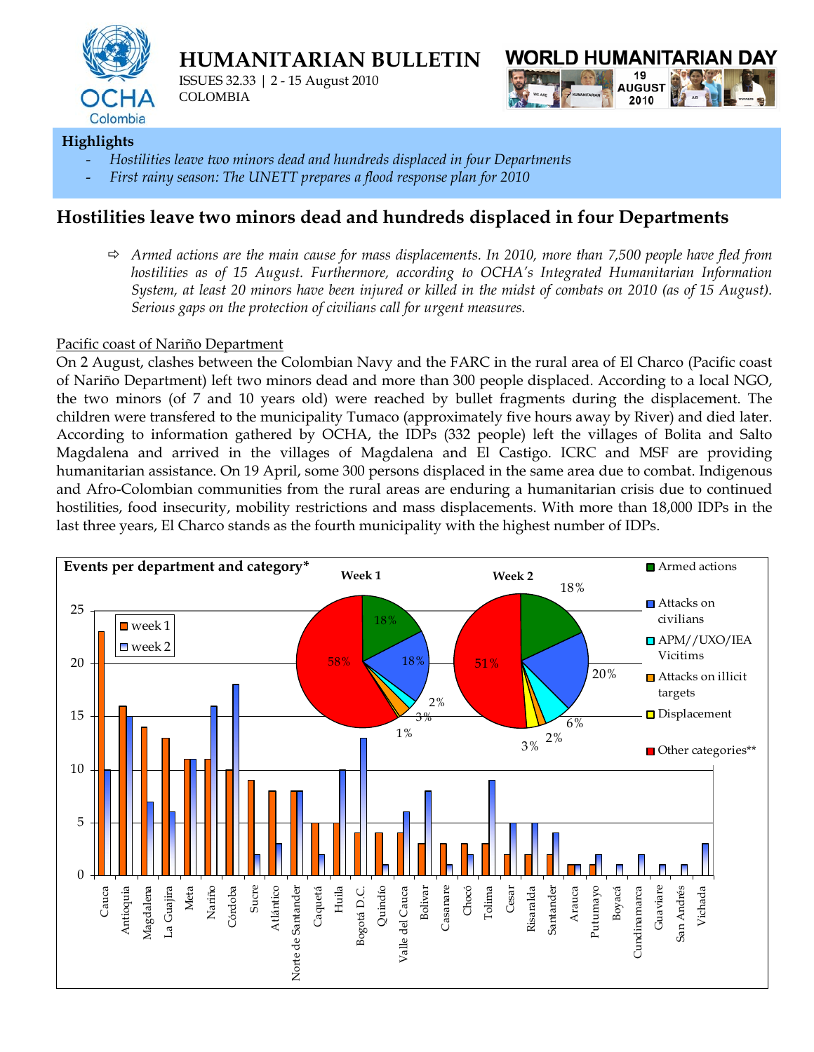# HUMANITARIAN BULLETIN

ISSUES 32.33 | 2 - 15 August 2010
COLOMBIA

WORLD HUMANITARIAN DAY 19 AUGUST 2010

**Highlights**

- *Hostilities leave two minors dead and hundreds displaced in four Departments*
- *First rainy season: The UNETT prepares a flood response plan for 2010*

## Hostilities leave two minors dead and hundreds displaced in four Departments

⇨ *Armed actions are the main cause for mass displacements. In 2010, more than 7,500 people have fled from hostilities as of 15 August. Furthermore, according to OCHA's Integrated Humanitarian Information System, at least 20 minors have been injured or killed in the midst of combats on 2010 (as of 15 August). Serious gaps on the protection of civilians call for urgent measures.*

Pacific coast of Nariño Department

On 2 August, clashes between the Colombian Navy and the FARC in the rural area of El Charco (Pacific coast of Nariño Department) left two minors dead and more than 300 people displaced. According to a local NGO, the two minors (of 7 and 10 years old) were reached by bullet fragments during the displacement. The children were transfered to the municipality Tumaco (approximately five hours away by River) and died later. According to information gathered by OCHA, the IDPs (332 people) left the villages of Bolita and Salto Magdalena and arrived in the villages of Magdalena and El Castigo. ICRC and MSF are providing humanitarian assistance. On 19 April, some 300 persons displaced in the same area due to combat. Indigenous and Afro-Colombian communities from the rural areas are enduring a humanitarian crisis due to continued hostilities, food insecurity, mobility restrictions and mass displacements. With more than 18,000 IDPs in the last three years, El Charco stands as the fourth municipality with the highest number of IDPs.

**Events per department and category***

| Department | week 1 | week 2 |
|---|---|---|
| Cauca | 23 | 10 |
| Antioquia | 16 | 15 |
| Magdalena | 14 | 7 |
| La Guajira | 13 | 6 |
| Meta | 11 | 11 |
| Nariño | 11 | 16 |
| Córdoba | 10 | 18 |
| Sucre | 9 | 2 |
| Atlántico | 8 | 3 |
| Norte de Santander | 8 | 8 |
| Caquetá | 5 | 2 |
| Huila | 5 | 10 |
| Bogotá D.C. | 4 | 13 |
| Quindío | 4 | 1 |
| Valle del Cauca | 4 | 6 |
| Bolívar | 3 | 8 |
| Casanare | 3 | 1 |
| Chocó | 3 | 2 |
| Tolima | 3 | 9 |
| Cesar | 2 | 5 |
| Risaralda | 2 | 5 |
| Santander | 2 | 4 |
| Arauca | 1 | 1 |
| Putumayo | 1 | 2 |
| Boyacá | 0 | 1 |
| Cundinamarca | 0 | 2 |
| Guaviare | 0 | 1 |
| San Andrés | 0 | 1 |
| Vichada | 0 | 3 |

| Category | Week 1 | Week 2 |
|---|---|---|
| Armed actions | 18% | 18% |
| Attacks on civilians | 18% | 20% |
| APM//UXO/IEA Vicitims | 2% | 6% |
| Attacks on illicit targets | 3% | 2% |
| Displacement | 1% | 3% |
| Other categories** | 58% | 51% |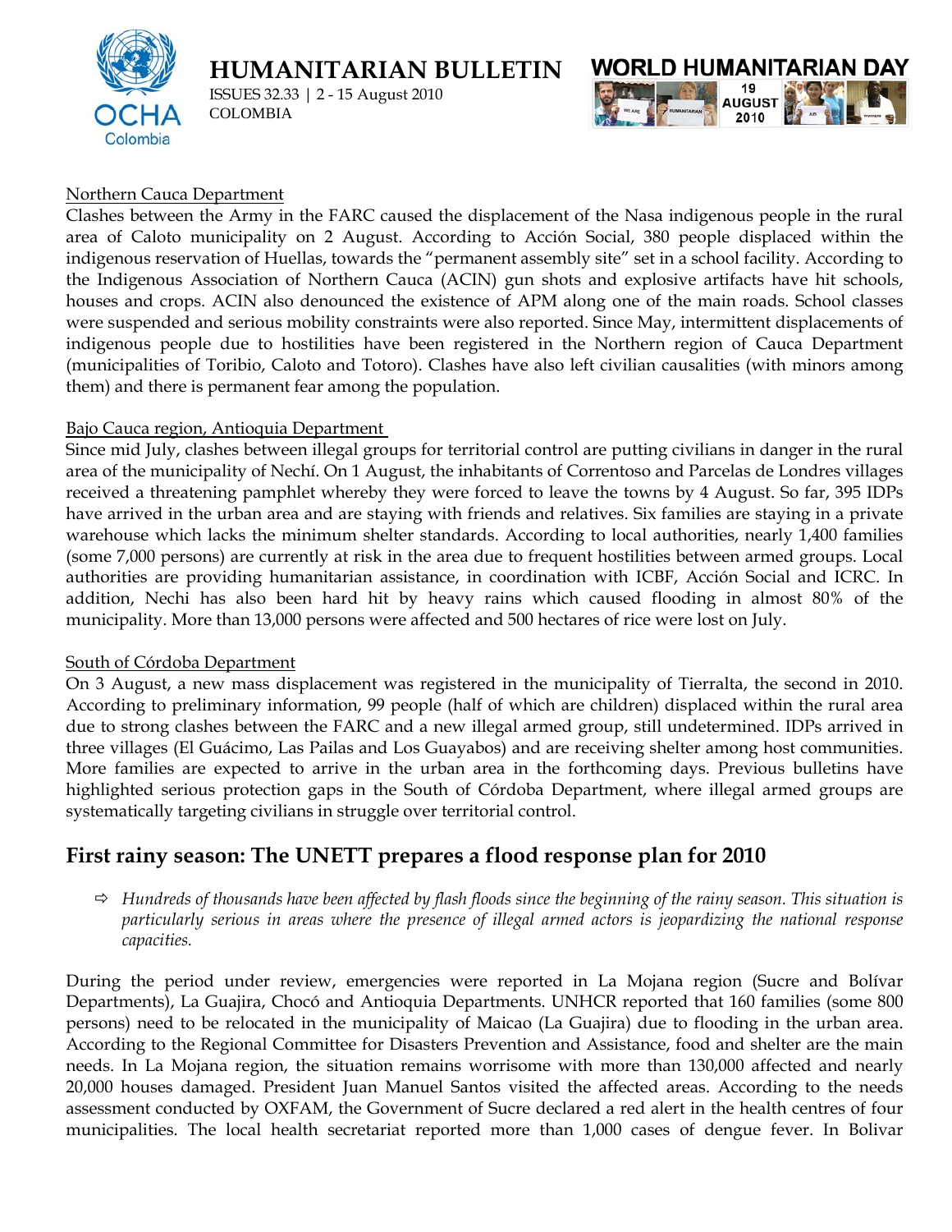Northern Cauca Department

Clashes between the Army in the FARC caused the displacement of the Nasa indigenous people in the rural area of Caloto municipality on 2 August. According to Acción Social, 380 people displaced within the indigenous reservation of Huellas, towards the "permanent assembly site" set in a school facility. According to the Indigenous Association of Northern Cauca (ACIN) gun shots and explosive artifacts have hit schools, houses and crops. ACIN also denounced the existence of APM along one of the main roads. School classes were suspended and serious mobility constraints were also reported. Since May, intermittent displacements of indigenous people due to hostilities have been registered in the Northern region of Cauca Department (municipalities of Toribio, Caloto and Totoro). Clashes have also left civilian causalities (with minors among them) and there is permanent fear among the population.

Bajo Cauca region, Antioquia Department

Since mid July, clashes between illegal groups for territorial control are putting civilians in danger in the rural area of the municipality of Nechí. On 1 August, the inhabitants of Correntoso and Parcelas de Londres villages received a threatening pamphlet whereby they were forced to leave the towns by 4 August. So far, 395 IDPs have arrived in the urban area and are staying with friends and relatives. Six families are staying in a private warehouse which lacks the minimum shelter standards. According to local authorities, nearly 1,400 families (some 7,000 persons) are currently at risk in the area due to frequent hostilities between armed groups. Local authorities are providing humanitarian assistance, in coordination with ICBF, Acción Social and ICRC. In addition, Nechi has also been hard hit by heavy rains which caused flooding in almost 80% of the municipality. More than 13,000 persons were affected and 500 hectares of rice were lost on July.

South of Córdoba Department

On 3 August, a new mass displacement was registered in the municipality of Tierralta, the second in 2010. According to preliminary information, 99 people (half of which are children) displaced within the rural area due to strong clashes between the FARC and a new illegal armed group, still undetermined. IDPs arrived in three villages (El Guácimo, Las Pailas and Los Guayabos) and are receiving shelter among host communities. More families are expected to arrive in the urban area in the forthcoming days. Previous bulletins have highlighted serious protection gaps in the South of Córdoba Department, where illegal armed groups are systematically targeting civilians in struggle over territorial control.

## First rainy season: The UNETT prepares a flood response plan for 2010

⇨ *Hundreds of thousands have been affected by flash floods since the beginning of the rainy season. This situation is particularly serious in areas where the presence of illegal armed actors is jeopardizing the national response capacities.*

During the period under review, emergencies were reported in La Mojana region (Sucre and Bolívar Departments), La Guajira, Chocó and Antioquia Departments. UNHCR reported that 160 families (some 800 persons) need to be relocated in the municipality of Maicao (La Guajira) due to flooding in the urban area. According to the Regional Committee for Disasters Prevention and Assistance, food and shelter are the main needs. In La Mojana region, the situation remains worrisome with more than 130,000 affected and nearly 20,000 houses damaged. President Juan Manuel Santos visited the affected areas. According to the needs assessment conducted by OXFAM, the Government of Sucre declared a red alert in the health centres of four municipalities. The local health secretariat reported more than 1,000 cases of dengue fever. In Bolivar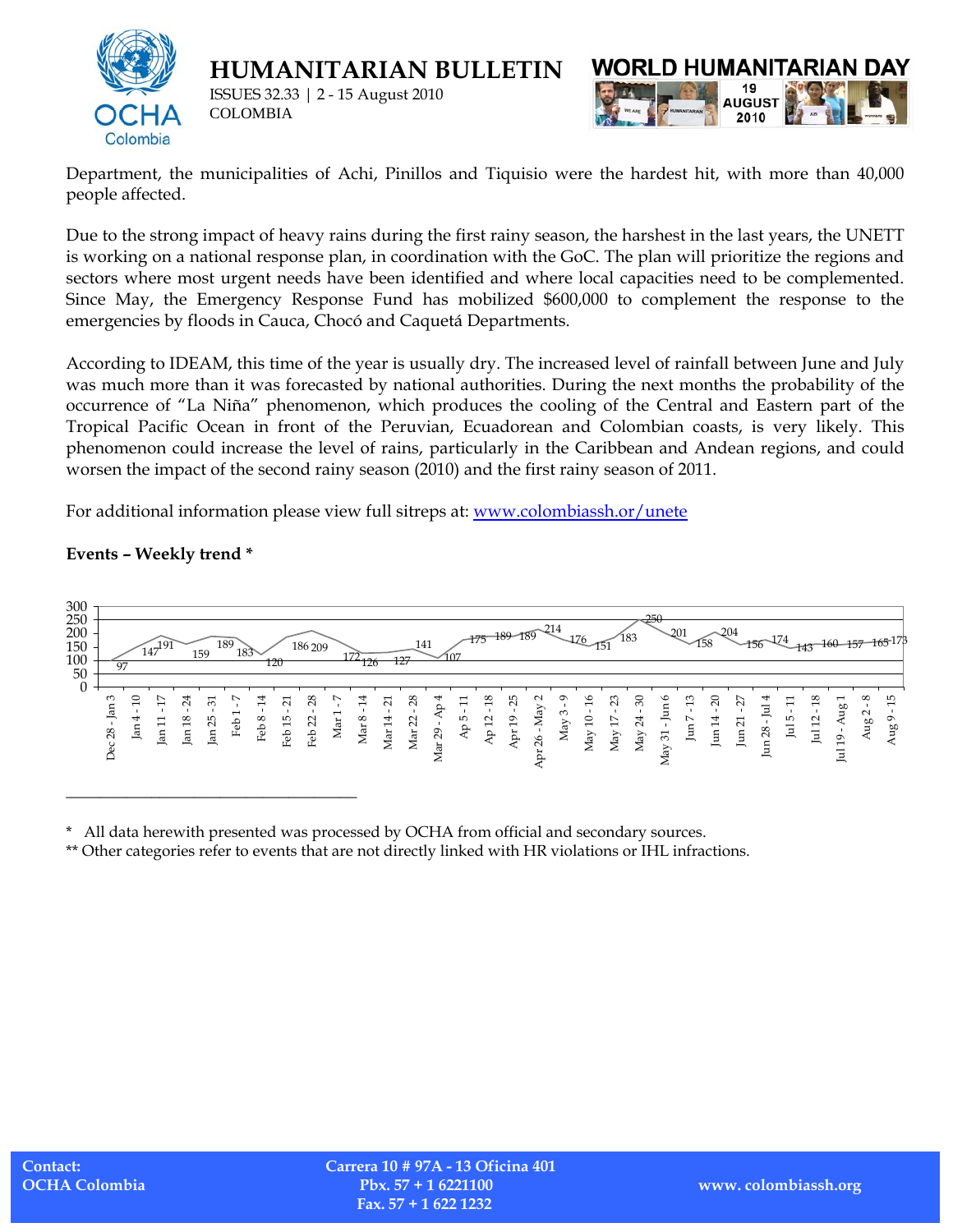Department, the municipalities of Achi, Pinillos and Tiquisio were the hardest hit, with more than 40,000 people affected.

Due to the strong impact of heavy rains during the first rainy season, the harshest in the last years, the UNETT is working on a national response plan, in coordination with the GoC. The plan will prioritize the regions and sectors where most urgent needs have been identified and where local capacities need to be complemented. Since May, the Emergency Response Fund has mobilized $600,000 to complement the response to the emergencies by floods in Cauca, Chocó and Caquetá Departments.

According to IDEAM, this time of the year is usually dry. The increased level of rainfall between June and July was much more than it was forecasted by national authorities. During the next months the probability of the occurrence of "La Niña" phenomenon, which produces the cooling of the Central and Eastern part of the Tropical Pacific Ocean in front of the Peruvian, Ecuadorean and Colombian coasts, is very likely. This phenomenon could increase the level of rains, particularly in the Caribbean and Andean regions, and could worsen the impact of the second rainy season (2010) and the first rainy season of 2011.

For additional information please view full sitreps at: www.colombiassh.or/unete

**Events – Weekly trend ***

300
250
200
150
100
50
0

97 147 191 159 189 183 120 186 209 172 126 127 141 107 175 189 189 214 176 151 183 250 201 158 204 156 174 143 160 157 165 173

Dec 28 - Jan 3, Jan 4 - 10, Jan 11 - 17, Jan 18 - 24, Jan 25 - 31, Feb 1 - 7, Feb 8 - 14, Feb 15 - 21, Feb 22 - 28, Mar 1 - 7, Mar 8 - 14, Mar 14 - 21, Mar 22 - 28, Mar 29 - Ap 4, Ap 5 - 11, Ap 12 - 18, Apr 19 - 25, Apr 26 - May 2, May 3 - 9, May 10 - 16, May 17 - 23, May 24 - 30, May 31 - Jun 6, Jun 7 - 13, Jun 14 - 20, Jun 21 - 27, Jun 28 - Jul 4, Jul 5 - 11, Jul 12 - 18, Jul 19 - Aug 1, Aug 2 - 8, Aug 9 - 15

\* All data herewith presented was processed by OCHA from official and secondary sources.

** Other categories refer to events that are not directly linked with HR violations or IHL infractions.

**Contact:**
**OCHA Colombia**

**Carrera 10 # 97A - 13 Oficina 401**
**Pbx. 57 + 1 6221100**
**Fax. 57 + 1 622 1232**

**www.colombiassh.org**